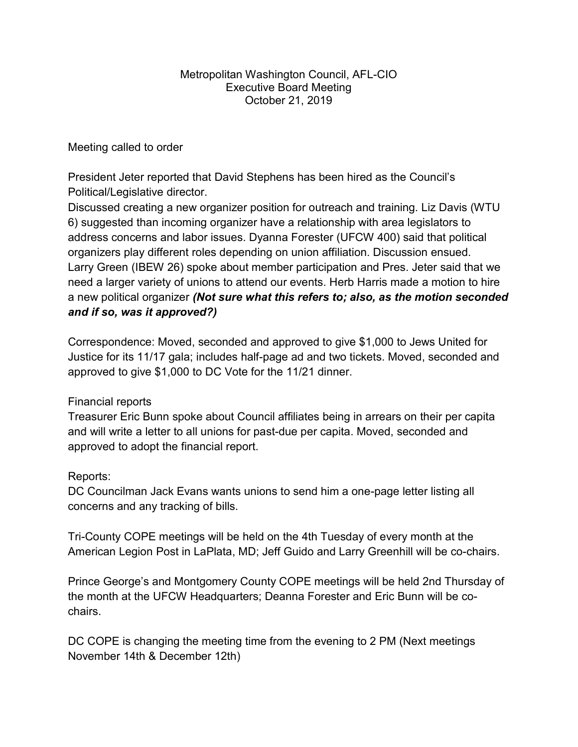Metropolitan Washington Council, AFL-CIO
Executive Board Meeting
October 21, 2019

Meeting called to order

President Jeter reported that David Stephens has been hired as the Council's Political/Legislative director.
Discussed creating a new organizer position for outreach and training. Liz Davis (WTU 6) suggested than incoming organizer have a relationship with area legislators to address concerns and labor issues. Dyanna Forester (UFCW 400) said that political organizers play different roles depending on union affiliation. Discussion ensued.
Larry Green (IBEW 26) spoke about member participation and Pres. Jeter said that we need a larger variety of unions to attend our events. Herb Harris made a motion to hire a new political organizer ***(Not sure what this refers to; also, as the motion seconded and if so, was it approved?)***

Correspondence: Moved, seconded and approved to give $1,000 to Jews United for Justice for its 11/17 gala; includes half-page ad and two tickets. Moved, seconded and approved to give $1,000 to DC Vote for the 11/21 dinner.

Financial reports
Treasurer Eric Bunn spoke about Council affiliates being in arrears on their per capita and will write a letter to all unions for past-due per capita. Moved, seconded and approved to adopt the financial report.

Reports:
DC Councilman Jack Evans wants unions to send him a one-page letter listing all concerns and any tracking of bills.

Tri-County COPE meetings will be held on the 4th Tuesday of every month at the American Legion Post in LaPlata, MD; Jeff Guido and Larry Greenhill will be co-chairs.

Prince George's and Montgomery County COPE meetings will be held 2nd Thursday of the month at the UFCW Headquarters; Deanna Forester and Eric Bunn will be co-chairs.

DC COPE is changing the meeting time from the evening to 2 PM (Next meetings November 14th & December 12th)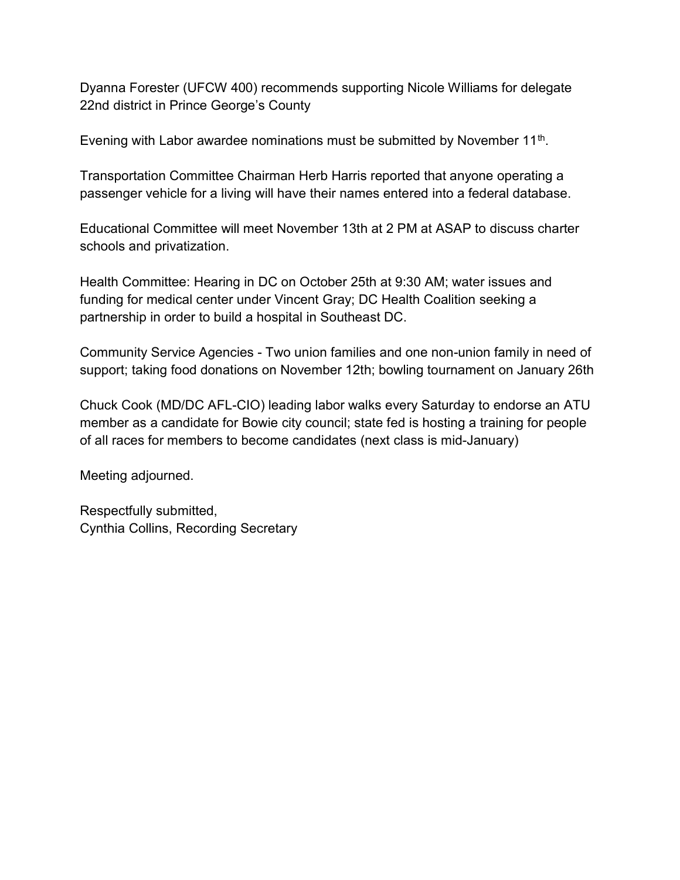Dyanna Forester (UFCW 400) recommends supporting Nicole Williams for delegate 22nd district in Prince George's County

Evening with Labor awardee nominations must be submitted by November 11th.

Transportation Committee Chairman Herb Harris reported that anyone operating a passenger vehicle for a living will have their names entered into a federal database.

Educational Committee will meet November 13th at 2 PM at ASAP to discuss charter schools and privatization.

Health Committee: Hearing in DC on October 25th at 9:30 AM; water issues and funding for medical center under Vincent Gray; DC Health Coalition seeking a partnership in order to build a hospital in Southeast DC.

Community Service Agencies - Two union families and one non-union family in need of support; taking food donations on November 12th; bowling tournament on January 26th

Chuck Cook (MD/DC AFL-CIO) leading labor walks every Saturday to endorse an ATU member as a candidate for Bowie city council; state fed is hosting a training for people of all races for members to become candidates (next class is mid-January)

Meeting adjourned.

Respectfully submitted,
Cynthia Collins, Recording Secretary